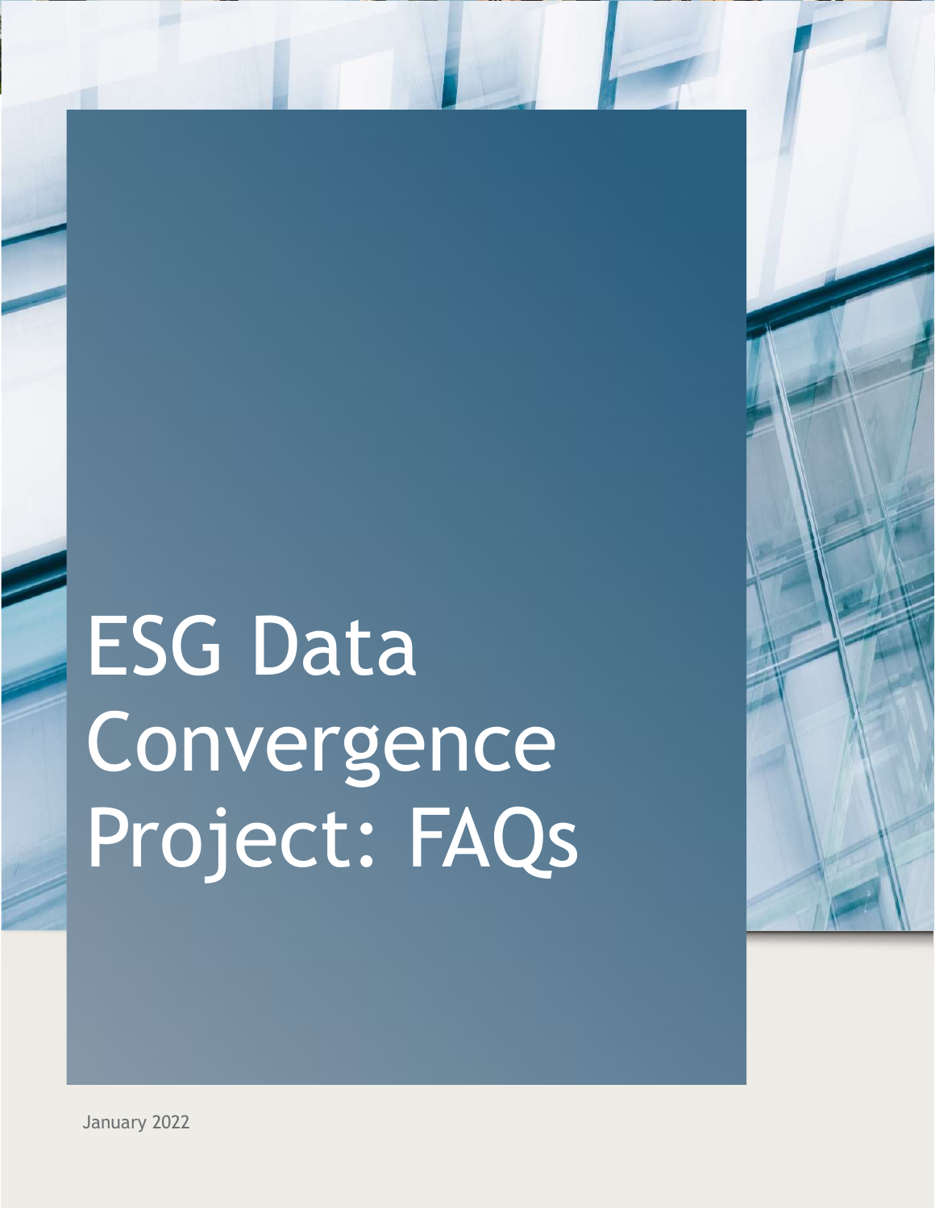# ESG Data Convergence Project: FAQs

January 2022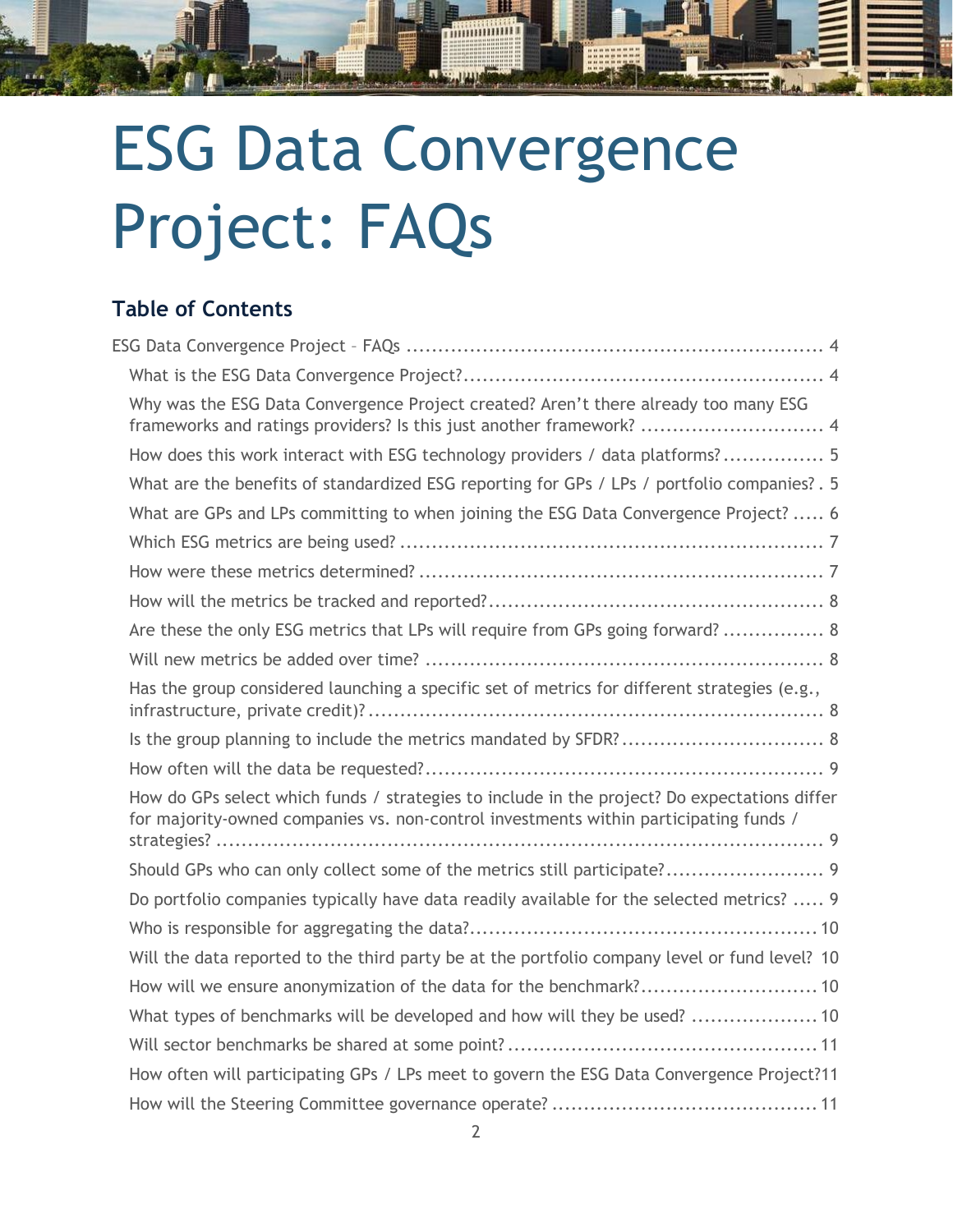# ESG Data Convergence Project: FAQs

## Table of Contents

ESG Data Convergence Project – FAQs ........ 4

- What is the ESG Data Convergence Project? ........ 4
- Why was the ESG Data Convergence Project created? Aren't there already too many ESG frameworks and ratings providers? Is this just another framework? ........ 4
- How does this work interact with ESG technology providers / data platforms? ........ 5
- What are the benefits of standardized ESG reporting for GPs / LPs / portfolio companies? ........ 5
- What are GPs and LPs committing to when joining the ESG Data Convergence Project? ........ 6
- Which ESG metrics are being used? ........ 7
- How were these metrics determined? ........ 7
- How will the metrics be tracked and reported? ........ 8
- Are these the only ESG metrics that LPs will require from GPs going forward? ........ 8
- Will new metrics be added over time? ........ 8
- Has the group considered launching a specific set of metrics for different strategies (e.g., infrastructure, private credit)? ........ 8
- Is the group planning to include the metrics mandated by SFDR? ........ 8
- How often will the data be requested? ........ 9
- How do GPs select which funds / strategies to include in the project? Do expectations differ for majority-owned companies vs. non-control investments within participating funds / strategies? ........ 9
- Should GPs who can only collect some of the metrics still participate? ........ 9
- Do portfolio companies typically have data readily available for the selected metrics? ........ 9
- Who is responsible for aggregating the data? ........ 10
- Will the data reported to the third party be at the portfolio company level or fund level? ........ 10
- How will we ensure anonymization of the data for the benchmark? ........ 10
- What types of benchmarks will be developed and how will they be used? ........ 10
- Will sector benchmarks be shared at some point? ........ 11
- How often will participating GPs / LPs meet to govern the ESG Data Convergence Project? ........ 11
- How will the Steering Committee governance operate? ........ 11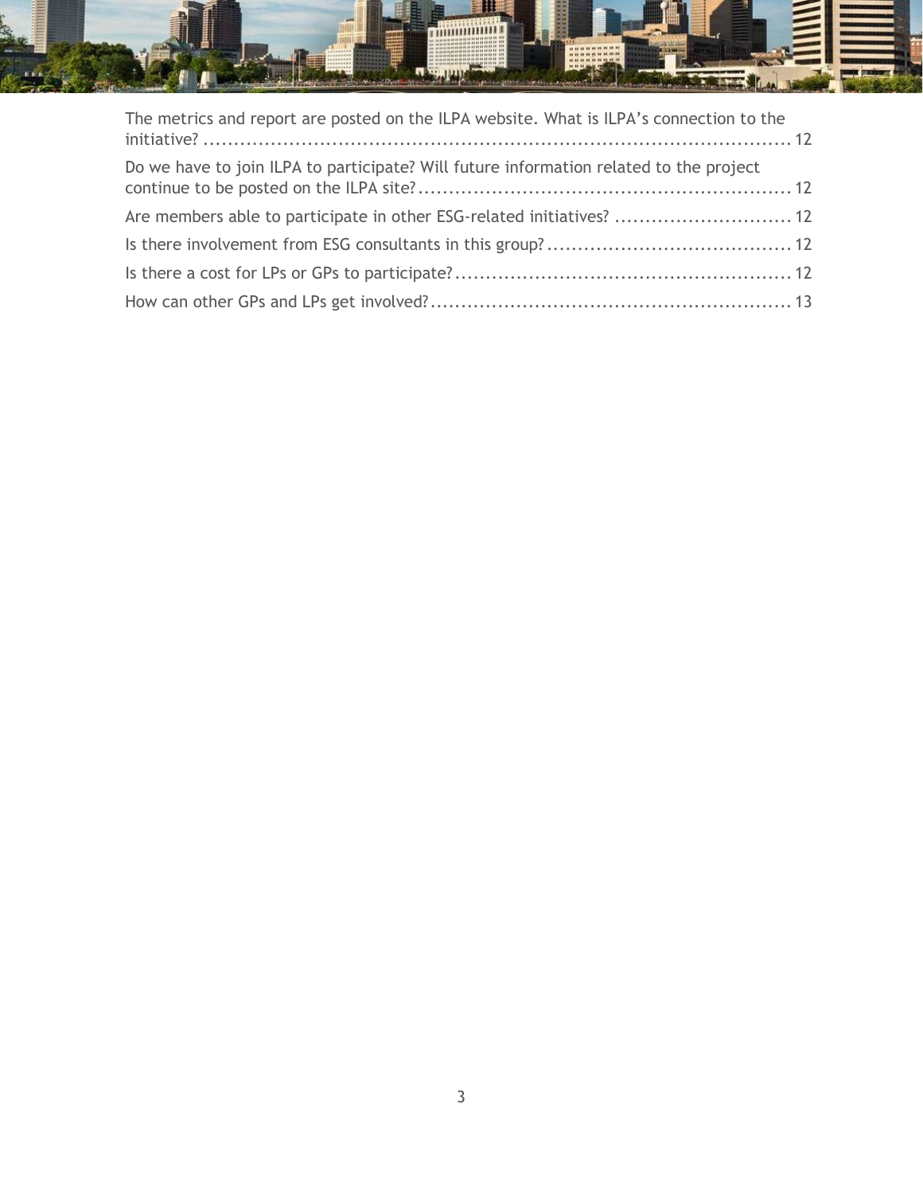The metrics and report are posted on the ILPA website. What is ILPA's connection to the initiative? ........................................................................................ 12

Do we have to join ILPA to participate? Will future information related to the project continue to be posted on the ILPA site? ............................................................ 12

Are members able to participate in other ESG-related initiatives? ............................ 12

Is there involvement from ESG consultants in this group? ........................................ 12

Is there a cost for LPs or GPs to participate? ....................................................... 12

How can other GPs and LPs get involved? .......................................................... 13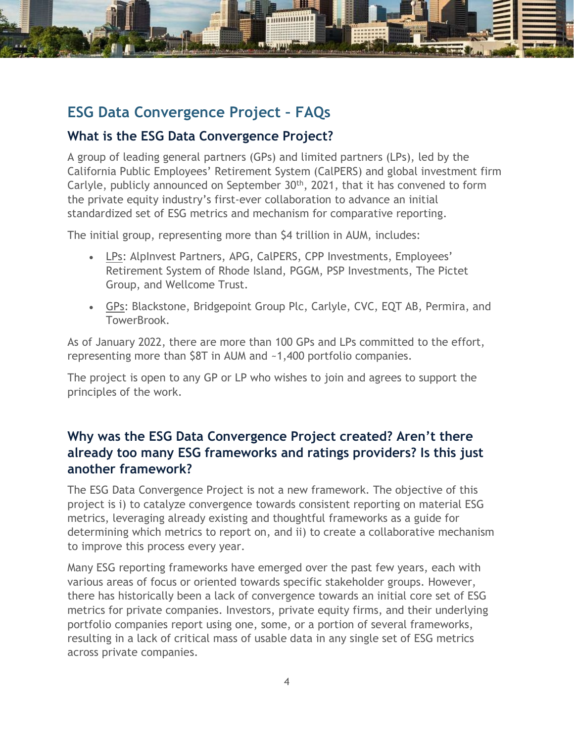## ESG Data Convergence Project – FAQs

### What is the ESG Data Convergence Project?

A group of leading general partners (GPs) and limited partners (LPs), led by the California Public Employees' Retirement System (CalPERS) and global investment firm Carlyle, publicly announced on September 30th, 2021, that it has convened to form the private equity industry's first-ever collaboration to advance an initial standardized set of ESG metrics and mechanism for comparative reporting.

The initial group, representing more than $4 trillion in AUM, includes:

- LPs: AlpInvest Partners, APG, CalPERS, CPP Investments, Employees' Retirement System of Rhode Island, PGGM, PSP Investments, The Pictet Group, and Wellcome Trust.
- GPs: Blackstone, Bridgepoint Group Plc, Carlyle, CVC, EQT AB, Permira, and TowerBrook.

As of January 2022, there are more than 100 GPs and LPs committed to the effort, representing more than $8T in AUM and ~1,400 portfolio companies.

The project is open to any GP or LP who wishes to join and agrees to support the principles of the work.

### Why was the ESG Data Convergence Project created? Aren't there already too many ESG frameworks and ratings providers? Is this just another framework?

The ESG Data Convergence Project is not a new framework. The objective of this project is i) to catalyze convergence towards consistent reporting on material ESG metrics, leveraging already existing and thoughtful frameworks as a guide for determining which metrics to report on, and ii) to create a collaborative mechanism to improve this process every year.

Many ESG reporting frameworks have emerged over the past few years, each with various areas of focus or oriented towards specific stakeholder groups. However, there has historically been a lack of convergence towards an initial core set of ESG metrics for private companies. Investors, private equity firms, and their underlying portfolio companies report using one, some, or a portion of several frameworks, resulting in a lack of critical mass of usable data in any single set of ESG metrics across private companies.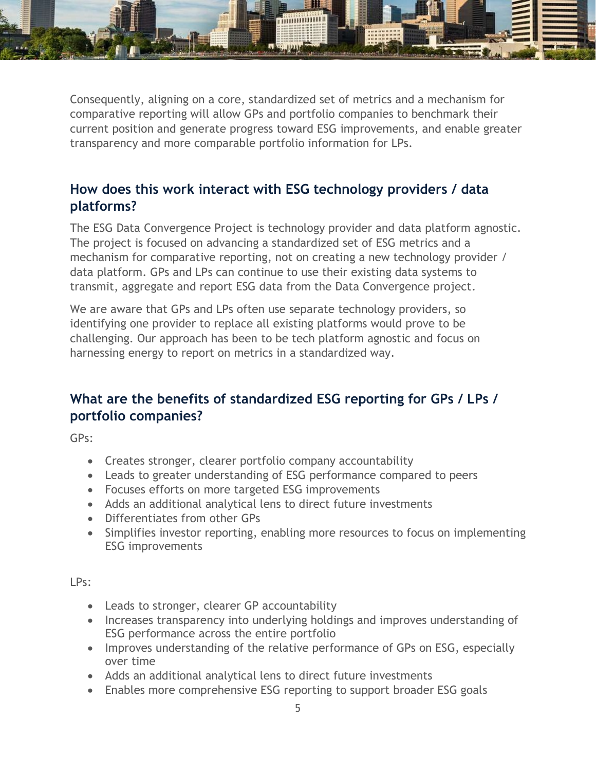Consequently, aligning on a core, standardized set of metrics and a mechanism for comparative reporting will allow GPs and portfolio companies to benchmark their current position and generate progress toward ESG improvements, and enable greater transparency and more comparable portfolio information for LPs.

## How does this work interact with ESG technology providers / data platforms?

The ESG Data Convergence Project is technology provider and data platform agnostic. The project is focused on advancing a standardized set of ESG metrics and a mechanism for comparative reporting, not on creating a new technology provider / data platform. GPs and LPs can continue to use their existing data systems to transmit, aggregate and report ESG data from the Data Convergence project.

We are aware that GPs and LPs often use separate technology providers, so identifying one provider to replace all existing platforms would prove to be challenging. Our approach has been to be tech platform agnostic and focus on harnessing energy to report on metrics in a standardized way.

## What are the benefits of standardized ESG reporting for GPs / LPs / portfolio companies?

GPs:

- Creates stronger, clearer portfolio company accountability
- Leads to greater understanding of ESG performance compared to peers
- Focuses efforts on more targeted ESG improvements
- Adds an additional analytical lens to direct future investments
- Differentiates from other GPs
- Simplifies investor reporting, enabling more resources to focus on implementing ESG improvements

LPs:

- Leads to stronger, clearer GP accountability
- Increases transparency into underlying holdings and improves understanding of ESG performance across the entire portfolio
- Improves understanding of the relative performance of GPs on ESG, especially over time
- Adds an additional analytical lens to direct future investments
- Enables more comprehensive ESG reporting to support broader ESG goals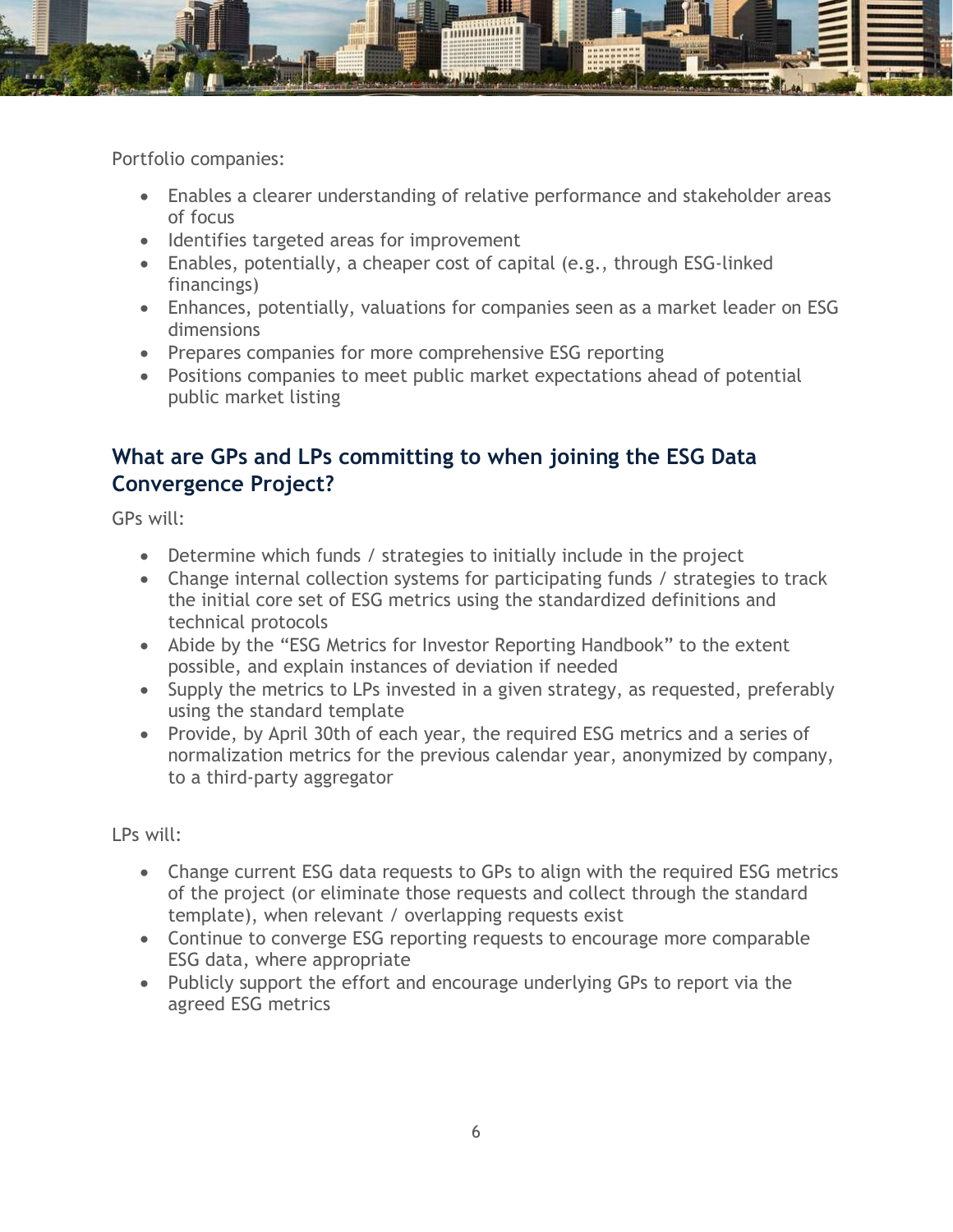Portfolio companies:

- Enables a clearer understanding of relative performance and stakeholder areas of focus
- Identifies targeted areas for improvement
- Enables, potentially, a cheaper cost of capital (e.g., through ESG-linked financings)
- Enhances, potentially, valuations for companies seen as a market leader on ESG dimensions
- Prepares companies for more comprehensive ESG reporting
- Positions companies to meet public market expectations ahead of potential public market listing

## What are GPs and LPs committing to when joining the ESG Data Convergence Project?

GPs will:

- Determine which funds / strategies to initially include in the project
- Change internal collection systems for participating funds / strategies to track the initial core set of ESG metrics using the standardized definitions and technical protocols
- Abide by the "ESG Metrics for Investor Reporting Handbook" to the extent possible, and explain instances of deviation if needed
- Supply the metrics to LPs invested in a given strategy, as requested, preferably using the standard template
- Provide, by April 30th of each year, the required ESG metrics and a series of normalization metrics for the previous calendar year, anonymized by company, to a third-party aggregator

LPs will:

- Change current ESG data requests to GPs to align with the required ESG metrics of the project (or eliminate those requests and collect through the standard template), when relevant / overlapping requests exist
- Continue to converge ESG reporting requests to encourage more comparable ESG data, where appropriate
- Publicly support the effort and encourage underlying GPs to report via the agreed ESG metrics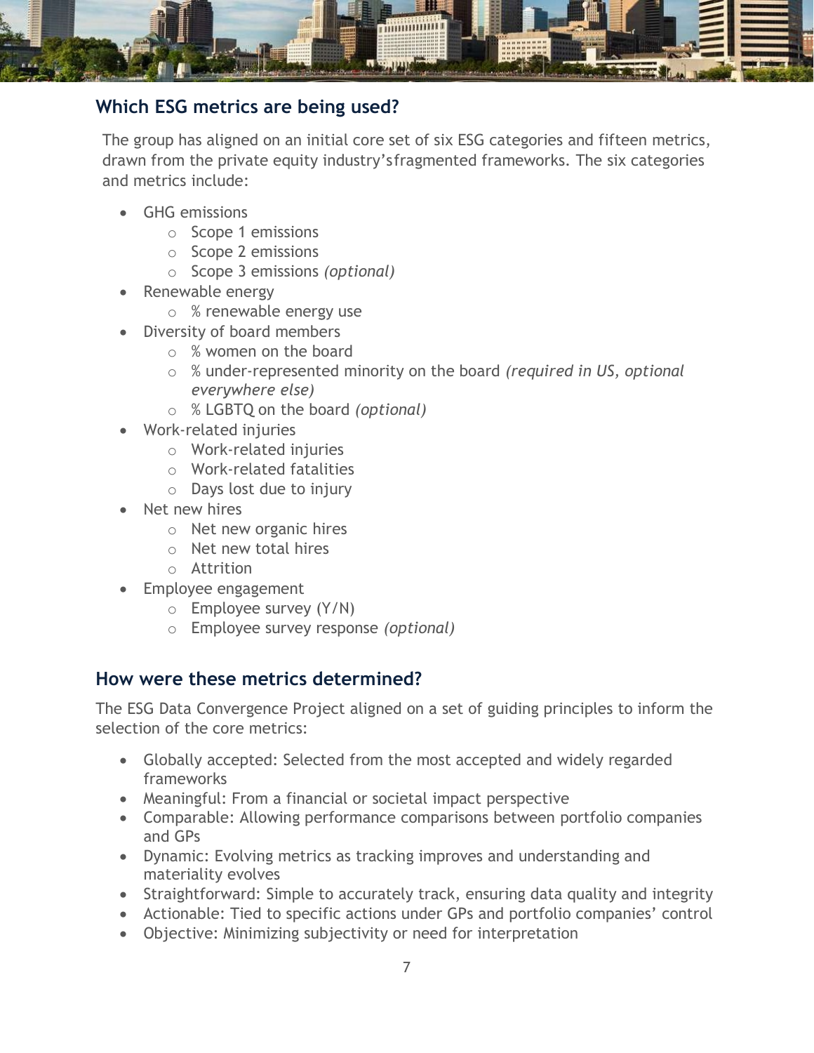## Which ESG metrics are being used?

The group has aligned on an initial core set of six ESG categories and fifteen metrics, drawn from the private equity industry'sfragmented frameworks. The six categories and metrics include:

- GHG emissions
  - Scope 1 emissions
  - Scope 2 emissions
  - Scope 3 emissions *(optional)*
- Renewable energy
  - % renewable energy use
- Diversity of board members
  - % women on the board
  - % under-represented minority on the board *(required in US, optional everywhere else)*
  - % LGBTQ on the board *(optional)*
- Work-related injuries
  - Work-related injuries
  - Work-related fatalities
  - Days lost due to injury
- Net new hires
  - Net new organic hires
  - Net new total hires
  - Attrition
- Employee engagement
  - Employee survey (Y/N)
  - Employee survey response *(optional)*

## How were these metrics determined?

The ESG Data Convergence Project aligned on a set of guiding principles to inform the selection of the core metrics:

- Globally accepted: Selected from the most accepted and widely regarded frameworks
- Meaningful: From a financial or societal impact perspective
- Comparable: Allowing performance comparisons between portfolio companies and GPs
- Dynamic: Evolving metrics as tracking improves and understanding and materiality evolves
- Straightforward: Simple to accurately track, ensuring data quality and integrity
- Actionable: Tied to specific actions under GPs and portfolio companies' control
- Objective: Minimizing subjectivity or need for interpretation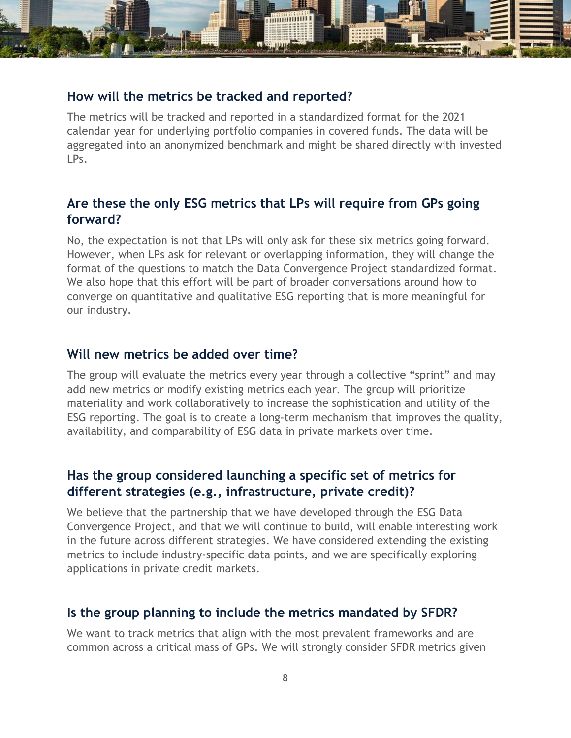## How will the metrics be tracked and reported?

The metrics will be tracked and reported in a standardized format for the 2021 calendar year for underlying portfolio companies in covered funds. The data will be aggregated into an anonymized benchmark and might be shared directly with invested LPs.

## Are these the only ESG metrics that LPs will require from GPs going forward?

No, the expectation is not that LPs will only ask for these six metrics going forward. However, when LPs ask for relevant or overlapping information, they will change the format of the questions to match the Data Convergence Project standardized format. We also hope that this effort will be part of broader conversations around how to converge on quantitative and qualitative ESG reporting that is more meaningful for our industry.

## Will new metrics be added over time?

The group will evaluate the metrics every year through a collective "sprint" and may add new metrics or modify existing metrics each year. The group will prioritize materiality and work collaboratively to increase the sophistication and utility of the ESG reporting. The goal is to create a long-term mechanism that improves the quality, availability, and comparability of ESG data in private markets over time.

## Has the group considered launching a specific set of metrics for different strategies (e.g., infrastructure, private credit)?

We believe that the partnership that we have developed through the ESG Data Convergence Project, and that we will continue to build, will enable interesting work in the future across different strategies. We have considered extending the existing metrics to include industry-specific data points, and we are specifically exploring applications in private credit markets.

## Is the group planning to include the metrics mandated by SFDR?

We want to track metrics that align with the most prevalent frameworks and are common across a critical mass of GPs. We will strongly consider SFDR metrics given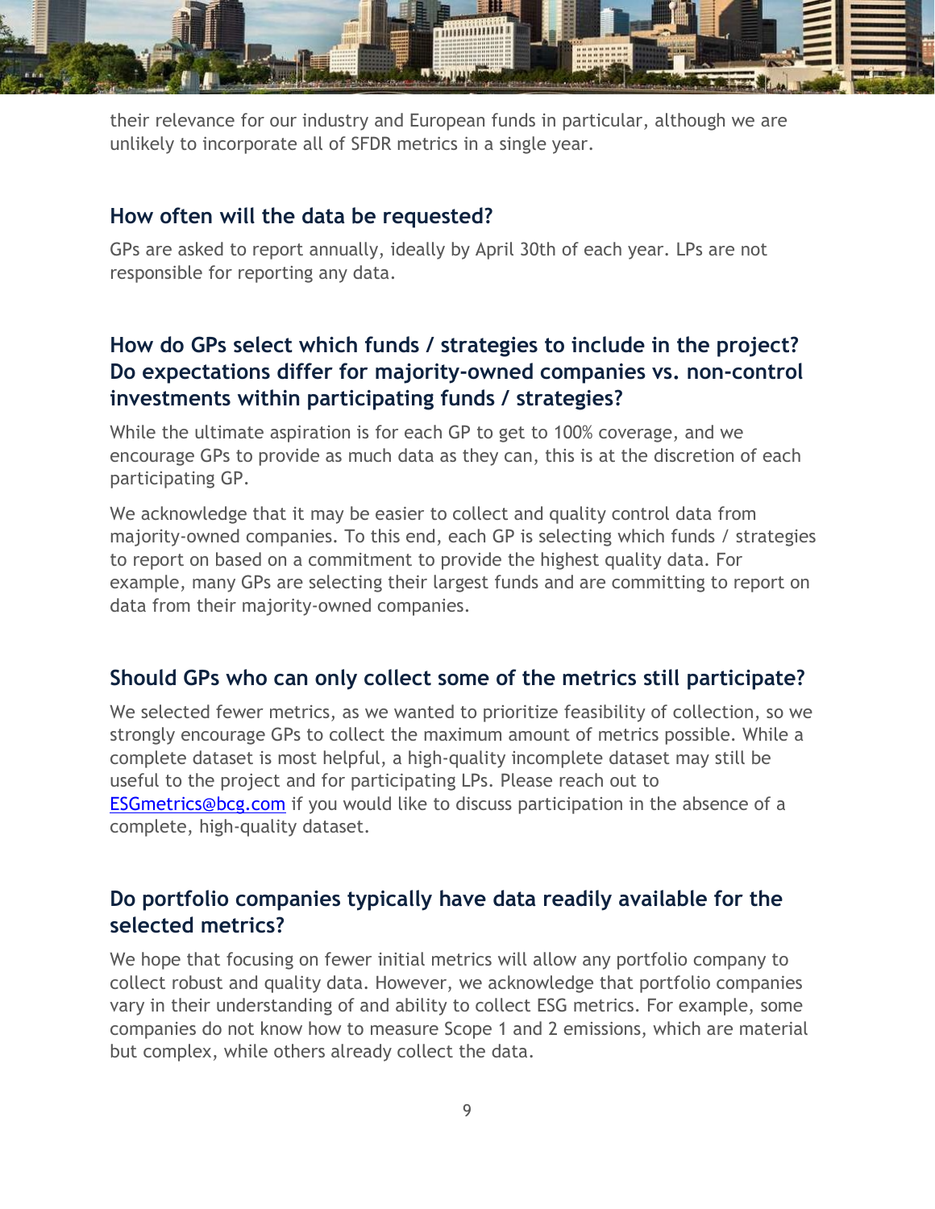their relevance for our industry and European funds in particular, although we are unlikely to incorporate all of SFDR metrics in a single year.

## How often will the data be requested?

GPs are asked to report annually, ideally by April 30th of each year. LPs are not responsible for reporting any data.

## How do GPs select which funds / strategies to include in the project? Do expectations differ for majority-owned companies vs. non-control investments within participating funds / strategies?

While the ultimate aspiration is for each GP to get to 100% coverage, and we encourage GPs to provide as much data as they can, this is at the discretion of each participating GP.

We acknowledge that it may be easier to collect and quality control data from majority-owned companies. To this end, each GP is selecting which funds / strategies to report on based on a commitment to provide the highest quality data. For example, many GPs are selecting their largest funds and are committing to report on data from their majority-owned companies.

## Should GPs who can only collect some of the metrics still participate?

We selected fewer metrics, as we wanted to prioritize feasibility of collection, so we strongly encourage GPs to collect the maximum amount of metrics possible. While a complete dataset is most helpful, a high-quality incomplete dataset may still be useful to the project and for participating LPs. Please reach out to [ESGmetrics@bcg.com](mailto:ESGmetrics@bcg.com) if you would like to discuss participation in the absence of a complete, high-quality dataset.

## Do portfolio companies typically have data readily available for the selected metrics?

We hope that focusing on fewer initial metrics will allow any portfolio company to collect robust and quality data. However, we acknowledge that portfolio companies vary in their understanding of and ability to collect ESG metrics. For example, some companies do not know how to measure Scope 1 and 2 emissions, which are material but complex, while others already collect the data.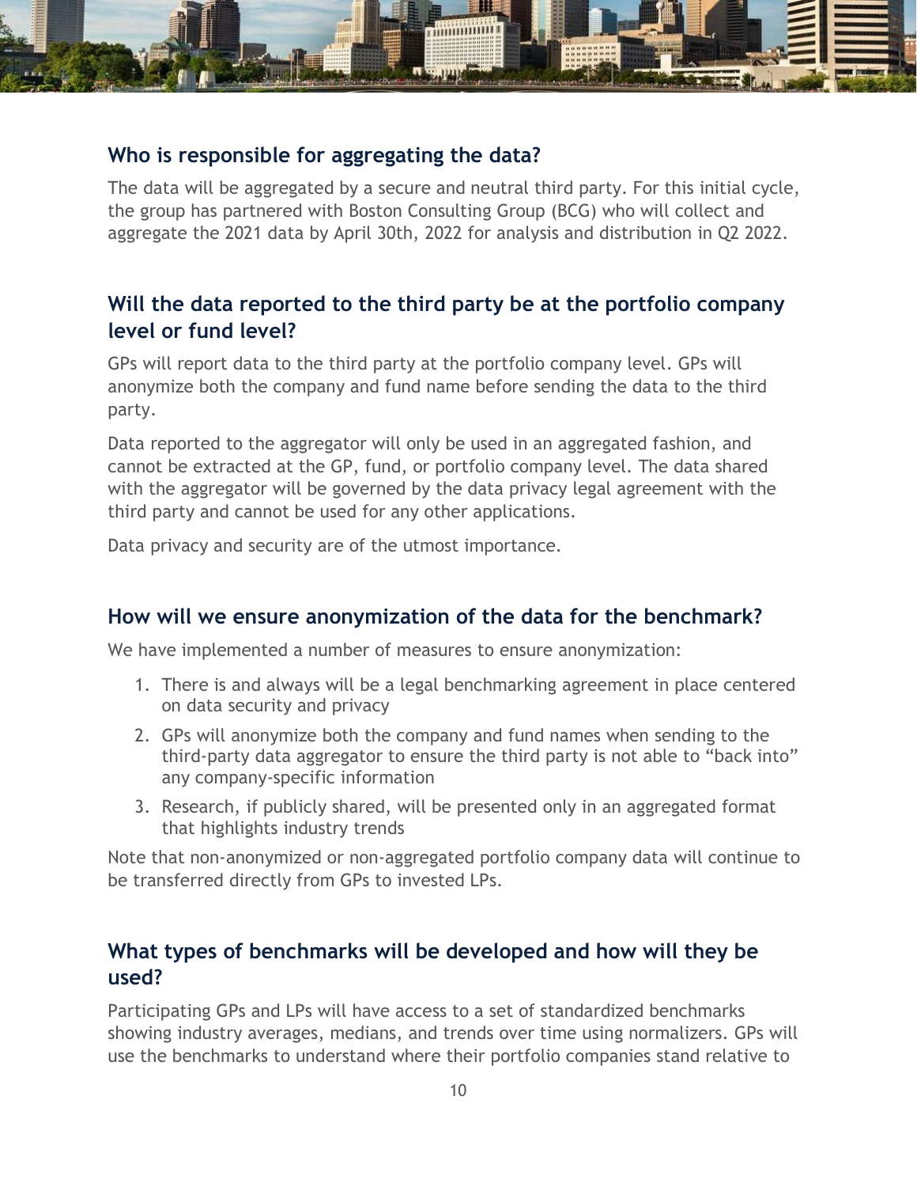## Who is responsible for aggregating the data?

The data will be aggregated by a secure and neutral third party. For this initial cycle, the group has partnered with Boston Consulting Group (BCG) who will collect and aggregate the 2021 data by April 30th, 2022 for analysis and distribution in Q2 2022.

## Will the data reported to the third party be at the portfolio company level or fund level?

GPs will report data to the third party at the portfolio company level. GPs will anonymize both the company and fund name before sending the data to the third party.

Data reported to the aggregator will only be used in an aggregated fashion, and cannot be extracted at the GP, fund, or portfolio company level. The data shared with the aggregator will be governed by the data privacy legal agreement with the third party and cannot be used for any other applications.

Data privacy and security are of the utmost importance.

## How will we ensure anonymization of the data for the benchmark?

We have implemented a number of measures to ensure anonymization:

1. There is and always will be a legal benchmarking agreement in place centered on data security and privacy
2. GPs will anonymize both the company and fund names when sending to the third-party data aggregator to ensure the third party is not able to "back into" any company-specific information
3. Research, if publicly shared, will be presented only in an aggregated format that highlights industry trends

Note that non-anonymized or non-aggregated portfolio company data will continue to be transferred directly from GPs to invested LPs.

## What types of benchmarks will be developed and how will they be used?

Participating GPs and LPs will have access to a set of standardized benchmarks showing industry averages, medians, and trends over time using normalizers. GPs will use the benchmarks to understand where their portfolio companies stand relative to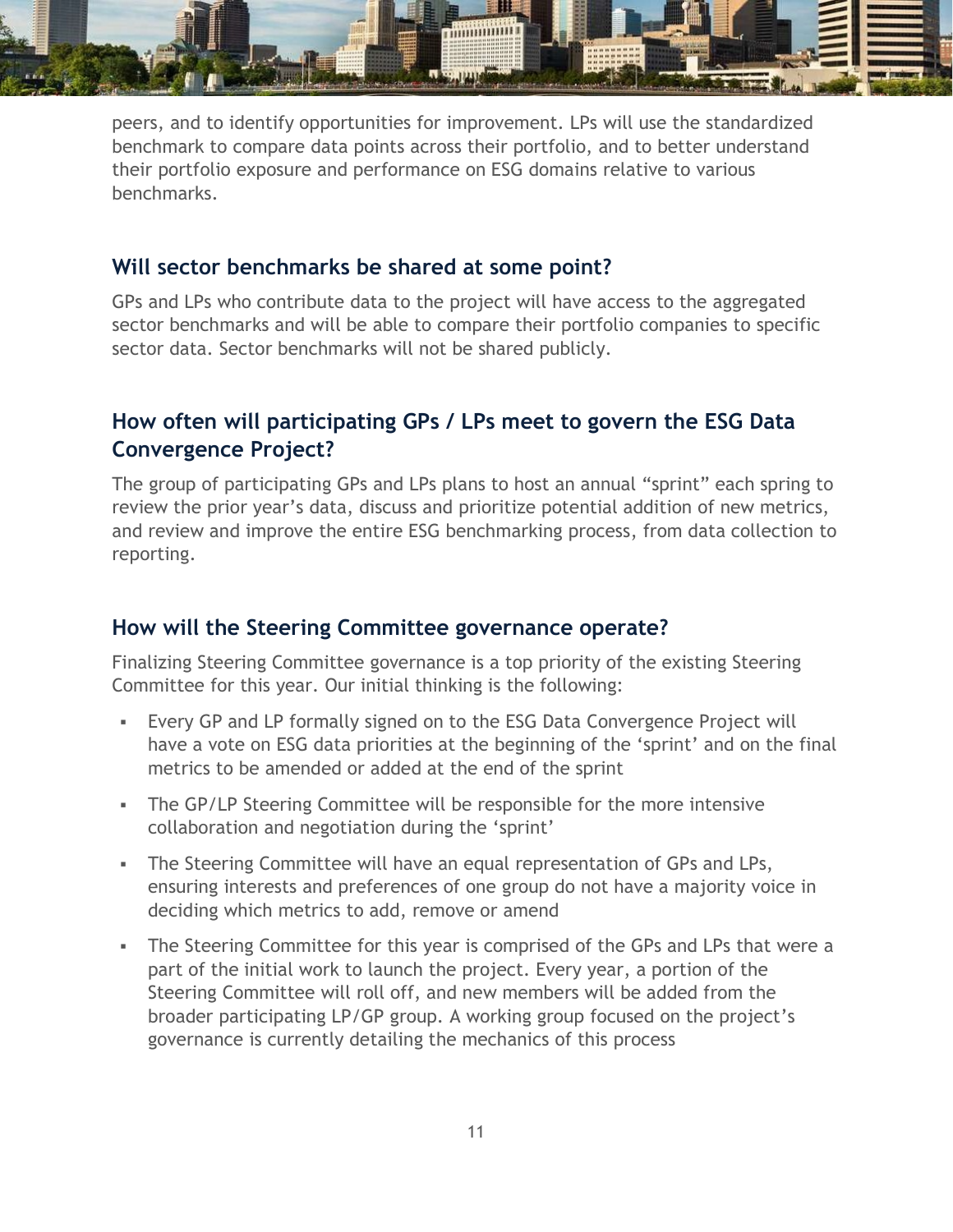peers, and to identify opportunities for improvement. LPs will use the standardized benchmark to compare data points across their portfolio, and to better understand their portfolio exposure and performance on ESG domains relative to various benchmarks.

## Will sector benchmarks be shared at some point?

GPs and LPs who contribute data to the project will have access to the aggregated sector benchmarks and will be able to compare their portfolio companies to specific sector data. Sector benchmarks will not be shared publicly.

## How often will participating GPs / LPs meet to govern the ESG Data Convergence Project?

The group of participating GPs and LPs plans to host an annual "sprint" each spring to review the prior year's data, discuss and prioritize potential addition of new metrics, and review and improve the entire ESG benchmarking process, from data collection to reporting.

## How will the Steering Committee governance operate?

Finalizing Steering Committee governance is a top priority of the existing Steering Committee for this year. Our initial thinking is the following:

- Every GP and LP formally signed on to the ESG Data Convergence Project will have a vote on ESG data priorities at the beginning of the 'sprint' and on the final metrics to be amended or added at the end of the sprint
- The GP/LP Steering Committee will be responsible for the more intensive collaboration and negotiation during the 'sprint'
- The Steering Committee will have an equal representation of GPs and LPs, ensuring interests and preferences of one group do not have a majority voice in deciding which metrics to add, remove or amend
- The Steering Committee for this year is comprised of the GPs and LPs that were a part of the initial work to launch the project. Every year, a portion of the Steering Committee will roll off, and new members will be added from the broader participating LP/GP group. A working group focused on the project's governance is currently detailing the mechanics of this process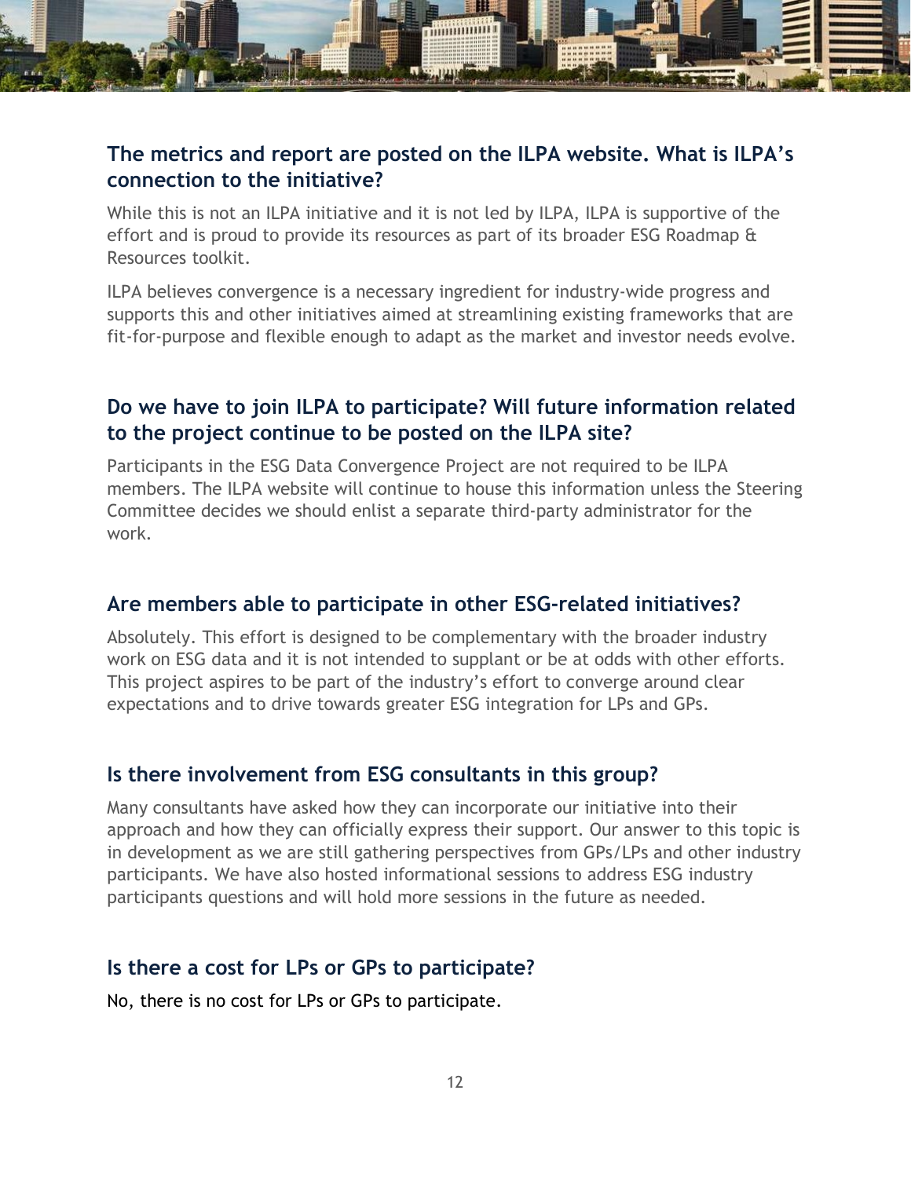### The metrics and report are posted on the ILPA website. What is ILPA's connection to the initiative?

While this is not an ILPA initiative and it is not led by ILPA, ILPA is supportive of the effort and is proud to provide its resources as part of its broader ESG Roadmap & Resources toolkit.

ILPA believes convergence is a necessary ingredient for industry-wide progress and supports this and other initiatives aimed at streamlining existing frameworks that are fit-for-purpose and flexible enough to adapt as the market and investor needs evolve.

### Do we have to join ILPA to participate? Will future information related to the project continue to be posted on the ILPA site?

Participants in the ESG Data Convergence Project are not required to be ILPA members. The ILPA website will continue to house this information unless the Steering Committee decides we should enlist a separate third-party administrator for the work.

### Are members able to participate in other ESG-related initiatives?

Absolutely. This effort is designed to be complementary with the broader industry work on ESG data and it is not intended to supplant or be at odds with other efforts. This project aspires to be part of the industry's effort to converge around clear expectations and to drive towards greater ESG integration for LPs and GPs.

### Is there involvement from ESG consultants in this group?

Many consultants have asked how they can incorporate our initiative into their approach and how they can officially express their support. Our answer to this topic is in development as we are still gathering perspectives from GPs/LPs and other industry participants. We have also hosted informational sessions to address ESG industry participants questions and will hold more sessions in the future as needed.

### Is there a cost for LPs or GPs to participate?

No, there is no cost for LPs or GPs to participate.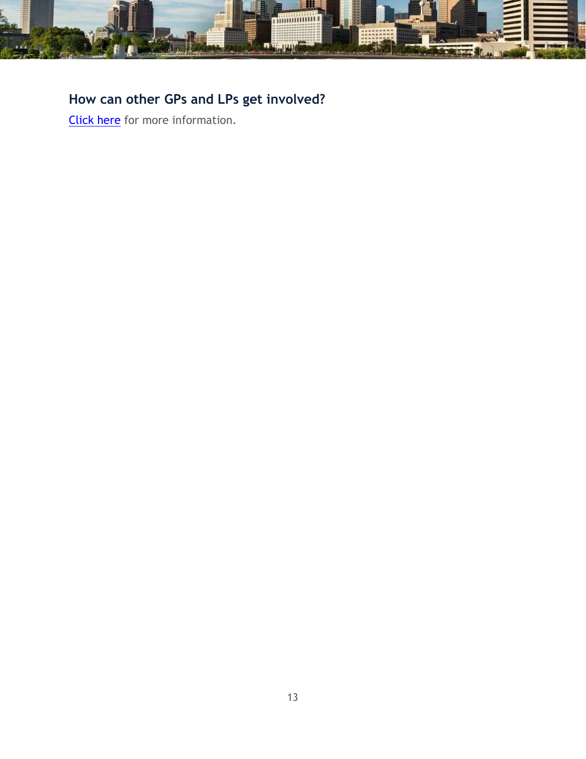## How can other GPs and LPs get involved?

Click here for more information.